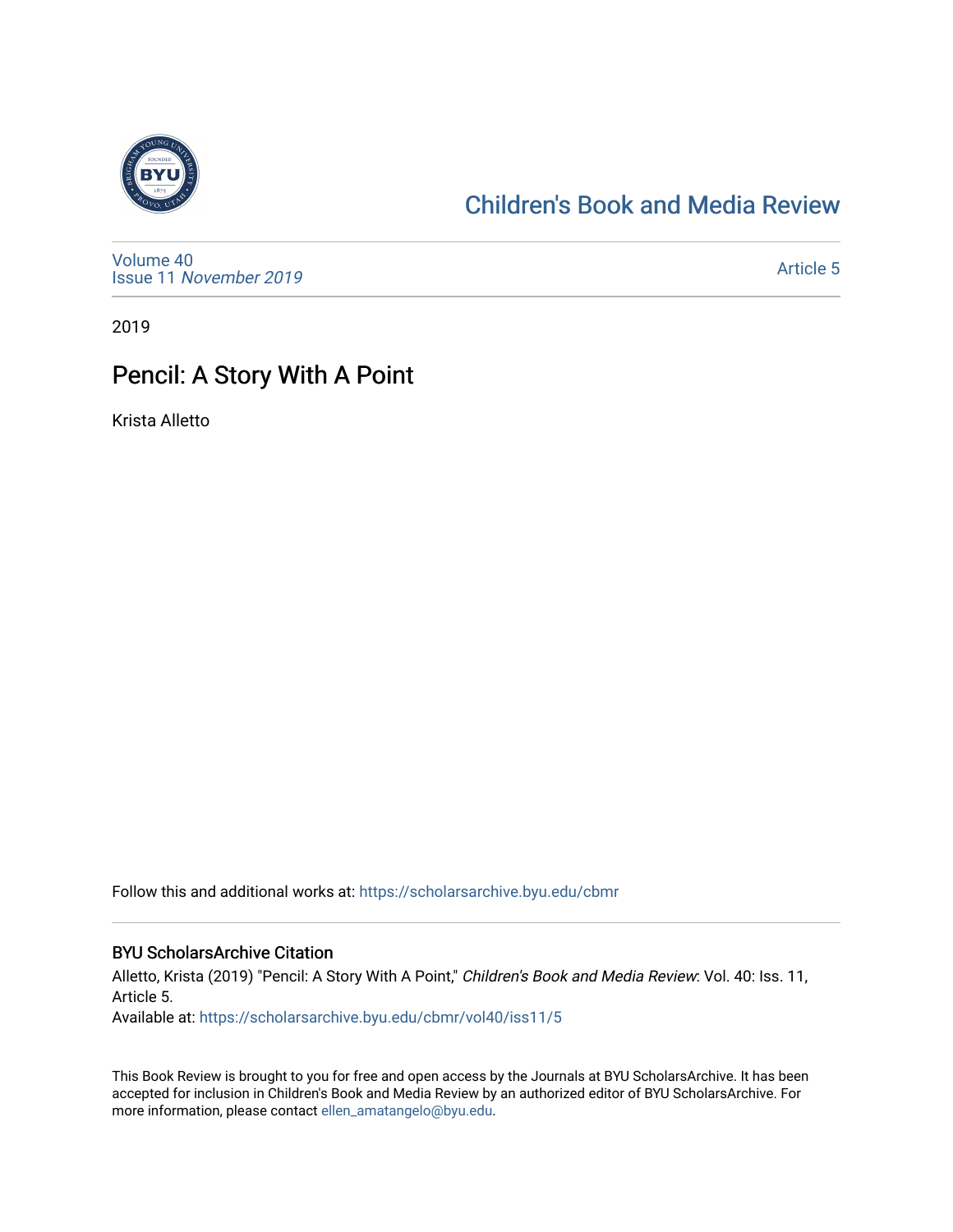Children's Book and Media Review

Volume 40
Issue 11 *November 2019*

Article 5

2019

# Pencil: A Story With A Point

Krista Alletto

Follow this and additional works at: https://scholarsarchive.byu.edu/cbmr

## BYU ScholarsArchive Citation

Alletto, Krista (2019) "Pencil: A Story With A Point," *Children's Book and Media Review*: Vol. 40: Iss. 11, Article 5.
Available at: https://scholarsarchive.byu.edu/cbmr/vol40/iss11/5

This Book Review is brought to you for free and open access by the Journals at BYU ScholarsArchive. It has been accepted for inclusion in Children's Book and Media Review by an authorized editor of BYU ScholarsArchive. For more information, please contact ellen_amatangelo@byu.edu.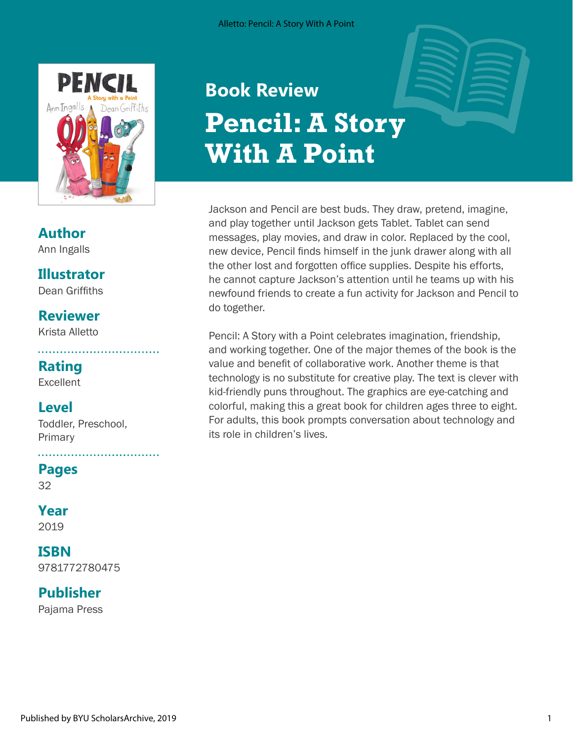## Book Review

# Pencil: A Story With A Point

**Author**
Ann Ingalls

**Illustrator**
Dean Griffiths

**Reviewer**
Krista Alletto

**Rating**
Excellent

**Level**
Toddler, Preschool, Primary

**Pages**
32

**Year**
2019

**ISBN**
9781772780475

**Publisher**
Pajama Press

Jackson and Pencil are best buds. They draw, pretend, imagine, and play together until Jackson gets Tablet. Tablet can send messages, play movies, and draw in color. Replaced by the cool, new device, Pencil finds himself in the junk drawer along with all the other lost and forgotten office supplies. Despite his efforts, he cannot capture Jackson's attention until he teams up with his newfound friends to create a fun activity for Jackson and Pencil to do together.

Pencil: A Story with a Point celebrates imagination, friendship, and working together. One of the major themes of the book is the value and benefit of collaborative work. Another theme is that technology is no substitute for creative play. The text is clever with kid-friendly puns throughout. The graphics are eye-catching and colorful, making this a great book for children ages three to eight. For adults, this book prompts conversation about technology and its role in children's lives.